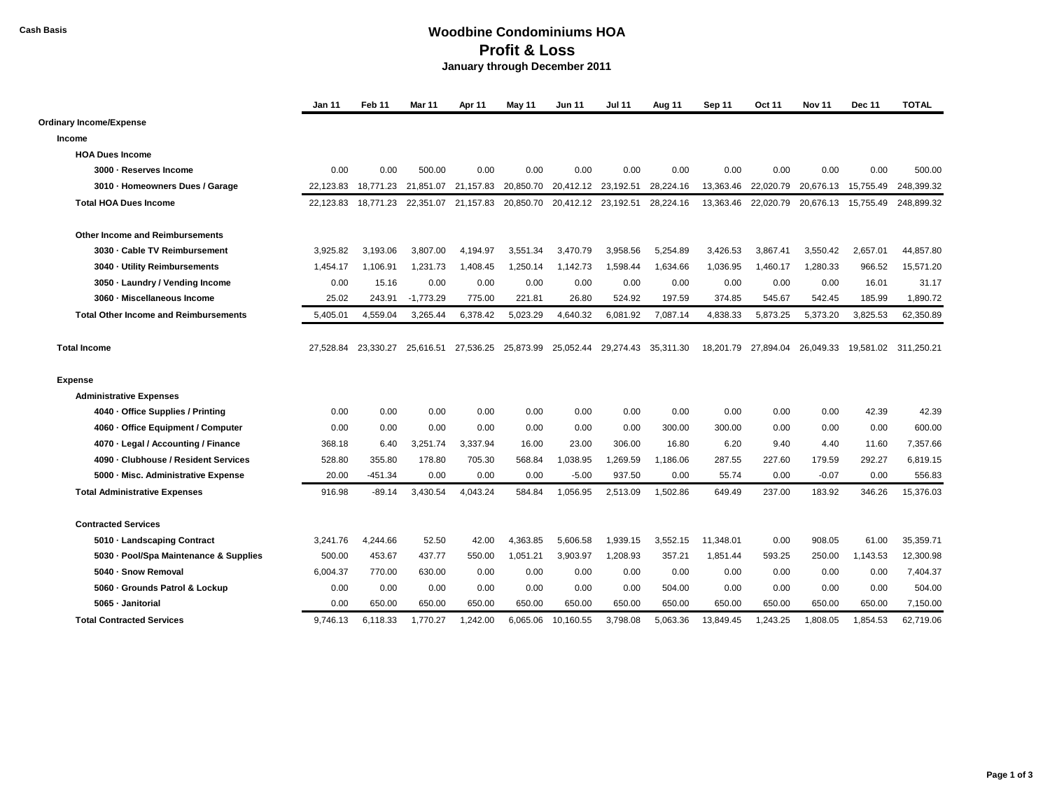Cash Basis

# Woodbine Condominiums HOA

## Profit & Loss

### January through December 2011

| | Jan 11 | Feb 11 | Mar 11 | Apr 11 | May 11 | Jun 11 | Jul 11 | Aug 11 | Sep 11 | Oct 11 | Nov 11 | Dec 11 | TOTAL |
|---|---|---|---|---|---|---|---|---|---|---|---|---|---|
| **Ordinary Income/Expense** | | | | | | | | | | | | | |
| **Income** | | | | | | | | | | | | | |
| **HOA Dues Income** | | | | | | | | | | | | | |
| **3000 · Reserves Income** | 0.00 | 0.00 | 500.00 | 0.00 | 0.00 | 0.00 | 0.00 | 0.00 | 0.00 | 0.00 | 0.00 | 0.00 | 500.00 |
| **3010 · Homeowners Dues / Garage** | 22,123.83 | 18,771.23 | 21,851.07 | 21,157.83 | 20,850.70 | 20,412.12 | 23,192.51 | 28,224.16 | 13,363.46 | 22,020.79 | 20,676.13 | 15,755.49 | 248,399.32 |
| **Total HOA Dues Income** | 22,123.83 | 18,771.23 | 22,351.07 | 21,157.83 | 20,850.70 | 20,412.12 | 23,192.51 | 28,224.16 | 13,363.46 | 22,020.79 | 20,676.13 | 15,755.49 | 248,899.32 |
| **Other Income and Reimbursements** | | | | | | | | | | | | | |
| **3030 · Cable TV Reimbursement** | 3,925.82 | 3,193.06 | 3,807.00 | 4,194.97 | 3,551.34 | 3,470.79 | 3,958.56 | 5,254.89 | 3,426.53 | 3,867.41 | 3,550.42 | 2,657.01 | 44,857.80 |
| **3040 · Utility Reimbursements** | 1,454.17 | 1,106.91 | 1,231.73 | 1,408.45 | 1,250.14 | 1,142.73 | 1,598.44 | 1,634.66 | 1,036.95 | 1,460.17 | 1,280.33 | 966.52 | 15,571.20 |
| **3050 · Laundry / Vending Income** | 0.00 | 15.16 | 0.00 | 0.00 | 0.00 | 0.00 | 0.00 | 0.00 | 0.00 | 0.00 | 0.00 | 16.01 | 31.17 |
| **3060 · Miscellaneous Income** | 25.02 | 243.91 | -1,773.29 | 775.00 | 221.81 | 26.80 | 524.92 | 197.59 | 374.85 | 545.67 | 542.45 | 185.99 | 1,890.72 |
| **Total Other Income and Reimbursements** | 5,405.01 | 4,559.04 | 3,265.44 | 6,378.42 | 5,023.29 | 4,640.32 | 6,081.92 | 7,087.14 | 4,838.33 | 5,873.25 | 5,373.20 | 3,825.53 | 62,350.89 |
| **Total Income** | 27,528.84 | 23,330.27 | 25,616.51 | 27,536.25 | 25,873.99 | 25,052.44 | 29,274.43 | 35,311.30 | 18,201.79 | 27,894.04 | 26,049.33 | 19,581.02 | 311,250.21 |
| **Expense** | | | | | | | | | | | | | |
| **Administrative Expenses** | | | | | | | | | | | | | |
| **4040 · Office Supplies / Printing** | 0.00 | 0.00 | 0.00 | 0.00 | 0.00 | 0.00 | 0.00 | 0.00 | 0.00 | 0.00 | 0.00 | 42.39 | 42.39 |
| **4060 · Office Equipment / Computer** | 0.00 | 0.00 | 0.00 | 0.00 | 0.00 | 0.00 | 0.00 | 300.00 | 300.00 | 0.00 | 0.00 | 0.00 | 600.00 |
| **4070 · Legal / Accounting / Finance** | 368.18 | 6.40 | 3,251.74 | 3,337.94 | 16.00 | 23.00 | 306.00 | 16.80 | 6.20 | 9.40 | 4.40 | 11.60 | 7,357.66 |
| **4090 · Clubhouse / Resident Services** | 528.80 | 355.80 | 178.80 | 705.30 | 568.84 | 1,038.95 | 1,269.59 | 1,186.06 | 287.55 | 227.60 | 179.59 | 292.27 | 6,819.15 |
| **5000 · Misc. Administrative Expense** | 20.00 | -451.34 | 0.00 | 0.00 | 0.00 | -5.00 | 937.50 | 0.00 | 55.74 | 0.00 | -0.07 | 0.00 | 556.83 |
| **Total Administrative Expenses** | 916.98 | -89.14 | 3,430.54 | 4,043.24 | 584.84 | 1,056.95 | 2,513.09 | 1,502.86 | 649.49 | 237.00 | 183.92 | 346.26 | 15,376.03 |
| **Contracted Services** | | | | | | | | | | | | | |
| **5010 · Landscaping Contract** | 3,241.76 | 4,244.66 | 52.50 | 42.00 | 4,363.85 | 5,606.58 | 1,939.15 | 3,552.15 | 11,348.01 | 0.00 | 908.05 | 61.00 | 35,359.71 |
| **5030 · Pool/Spa Maintenance & Supplies** | 500.00 | 453.67 | 437.77 | 550.00 | 1,051.21 | 3,903.97 | 1,208.93 | 357.21 | 1,851.44 | 593.25 | 250.00 | 1,143.53 | 12,300.98 |
| **5040 · Snow Removal** | 6,004.37 | 770.00 | 630.00 | 0.00 | 0.00 | 0.00 | 0.00 | 0.00 | 0.00 | 0.00 | 0.00 | 0.00 | 7,404.37 |
| **5060 · Grounds Patrol & Lockup** | 0.00 | 0.00 | 0.00 | 0.00 | 0.00 | 0.00 | 0.00 | 504.00 | 0.00 | 0.00 | 0.00 | 0.00 | 504.00 |
| **5065 · Janitorial** | 0.00 | 650.00 | 650.00 | 650.00 | 650.00 | 650.00 | 650.00 | 650.00 | 650.00 | 650.00 | 650.00 | 650.00 | 7,150.00 |
| **Total Contracted Services** | 9,746.13 | 6,118.33 | 1,770.27 | 1,242.00 | 6,065.06 | 10,160.55 | 3,798.08 | 5,063.36 | 13,849.45 | 1,243.25 | 1,808.05 | 1,854.53 | 62,719.06 |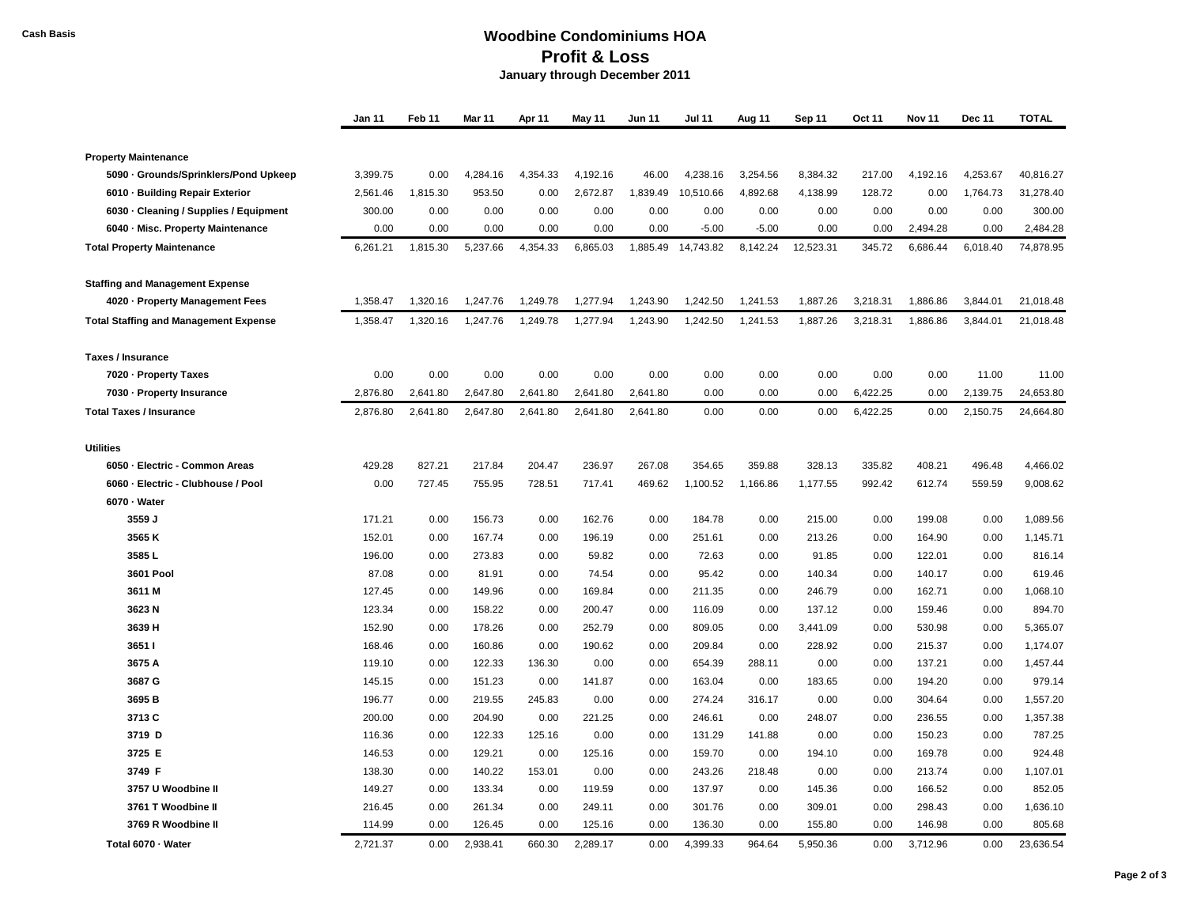**Cash Basis**

# Woodbine Condominiums HOA
## Profit & Loss
### January through December 2011

| | Jan 11 | Feb 11 | Mar 11 | Apr 11 | May 11 | Jun 11 | Jul 11 | Aug 11 | Sep 11 | Oct 11 | Nov 11 | Dec 11 | TOTAL |
|---|---|---|---|---|---|---|---|---|---|---|---|---|---|
| **Property Maintenance** | | | | | | | | | | | | | |
| 5090 · Grounds/Sprinklers/Pond Upkeep | 3,399.75 | 0.00 | 4,284.16 | 4,354.33 | 4,192.16 | 46.00 | 4,238.16 | 3,254.56 | 8,384.32 | 217.00 | 4,192.16 | 4,253.67 | 40,816.27 |
| 6010 · Building Repair Exterior | 2,561.46 | 1,815.30 | 953.50 | 0.00 | 2,672.87 | 1,839.49 | 10,510.66 | 4,892.68 | 4,138.99 | 128.72 | 0.00 | 1,764.73 | 31,278.40 |
| 6030 · Cleaning / Supplies / Equipment | 300.00 | 0.00 | 0.00 | 0.00 | 0.00 | 0.00 | 0.00 | 0.00 | 0.00 | 0.00 | 0.00 | 0.00 | 300.00 |
| 6040 · Misc. Property Maintenance | 0.00 | 0.00 | 0.00 | 0.00 | 0.00 | 0.00 | -5.00 | -5.00 | 0.00 | 0.00 | 2,494.28 | 0.00 | 2,484.28 |
| **Total Property Maintenance** | 6,261.21 | 1,815.30 | 5,237.66 | 4,354.33 | 6,865.03 | 1,885.49 | 14,743.82 | 8,142.24 | 12,523.31 | 345.72 | 6,686.44 | 6,018.40 | 74,878.95 |
| **Staffing and Management Expense** | | | | | | | | | | | | | |
| 4020 · Property Management Fees | 1,358.47 | 1,320.16 | 1,247.76 | 1,249.78 | 1,277.94 | 1,243.90 | 1,242.50 | 1,241.53 | 1,887.26 | 3,218.31 | 1,886.86 | 3,844.01 | 21,018.48 |
| **Total Staffing and Management Expense** | 1,358.47 | 1,320.16 | 1,247.76 | 1,249.78 | 1,277.94 | 1,243.90 | 1,242.50 | 1,241.53 | 1,887.26 | 3,218.31 | 1,886.86 | 3,844.01 | 21,018.48 |
| **Taxes / Insurance** | | | | | | | | | | | | | |
| 7020 · Property Taxes | 0.00 | 0.00 | 0.00 | 0.00 | 0.00 | 0.00 | 0.00 | 0.00 | 0.00 | 0.00 | 0.00 | 11.00 | 11.00 |
| 7030 · Property Insurance | 2,876.80 | 2,641.80 | 2,647.80 | 2,641.80 | 2,641.80 | 2,641.80 | 0.00 | 0.00 | 0.00 | 6,422.25 | 0.00 | 2,139.75 | 24,653.80 |
| **Total Taxes / Insurance** | 2,876.80 | 2,641.80 | 2,647.80 | 2,641.80 | 2,641.80 | 2,641.80 | 0.00 | 0.00 | 0.00 | 6,422.25 | 0.00 | 2,150.75 | 24,664.80 |
| **Utilities** | | | | | | | | | | | | | |
| 6050 · Electric - Common Areas | 429.28 | 827.21 | 217.84 | 204.47 | 236.97 | 267.08 | 354.65 | 359.88 | 328.13 | 335.82 | 408.21 | 496.48 | 4,466.02 |
| 6060 · Electric - Clubhouse / Pool | 0.00 | 727.45 | 755.95 | 728.51 | 717.41 | 469.62 | 1,100.52 | 1,166.86 | 1,177.55 | 992.42 | 612.74 | 559.59 | 9,008.62 |
| 6070 · Water | | | | | | | | | | | | | |
| 3559 J | 171.21 | 0.00 | 156.73 | 0.00 | 162.76 | 0.00 | 184.78 | 0.00 | 215.00 | 0.00 | 199.08 | 0.00 | 1,089.56 |
| 3565 K | 152.01 | 0.00 | 167.74 | 0.00 | 196.19 | 0.00 | 251.61 | 0.00 | 213.26 | 0.00 | 164.90 | 0.00 | 1,145.71 |
| 3585 L | 196.00 | 0.00 | 273.83 | 0.00 | 59.82 | 0.00 | 72.63 | 0.00 | 91.85 | 0.00 | 122.01 | 0.00 | 816.14 |
| 3601 Pool | 87.08 | 0.00 | 81.91 | 0.00 | 74.54 | 0.00 | 95.42 | 0.00 | 140.34 | 0.00 | 140.17 | 0.00 | 619.46 |
| 3611 M | 127.45 | 0.00 | 149.96 | 0.00 | 169.84 | 0.00 | 211.35 | 0.00 | 246.79 | 0.00 | 162.71 | 0.00 | 1,068.10 |
| 3623 N | 123.34 | 0.00 | 158.22 | 0.00 | 200.47 | 0.00 | 116.09 | 0.00 | 137.12 | 0.00 | 159.46 | 0.00 | 894.70 |
| 3639 H | 152.90 | 0.00 | 178.26 | 0.00 | 252.79 | 0.00 | 809.05 | 0.00 | 3,441.09 | 0.00 | 530.98 | 0.00 | 5,365.07 |
| 3651 I | 168.46 | 0.00 | 160.86 | 0.00 | 190.62 | 0.00 | 209.84 | 0.00 | 228.92 | 0.00 | 215.37 | 0.00 | 1,174.07 |
| 3675 A | 119.10 | 0.00 | 122.33 | 136.30 | 0.00 | 0.00 | 654.39 | 288.11 | 0.00 | 0.00 | 137.21 | 0.00 | 1,457.44 |
| 3687 G | 145.15 | 0.00 | 151.23 | 0.00 | 141.87 | 0.00 | 163.04 | 0.00 | 183.65 | 0.00 | 194.20 | 0.00 | 979.14 |
| 3695 B | 196.77 | 0.00 | 219.55 | 245.83 | 0.00 | 0.00 | 274.24 | 316.17 | 0.00 | 0.00 | 304.64 | 0.00 | 1,557.20 |
| 3713 C | 200.00 | 0.00 | 204.90 | 0.00 | 221.25 | 0.00 | 246.61 | 0.00 | 248.07 | 0.00 | 236.55 | 0.00 | 1,357.38 |
| 3719 D | 116.36 | 0.00 | 122.33 | 125.16 | 0.00 | 0.00 | 131.29 | 141.88 | 0.00 | 0.00 | 150.23 | 0.00 | 787.25 |
| 3725 E | 146.53 | 0.00 | 129.21 | 0.00 | 125.16 | 0.00 | 159.70 | 0.00 | 194.10 | 0.00 | 169.78 | 0.00 | 924.48 |
| 3749 F | 138.30 | 0.00 | 140.22 | 153.01 | 0.00 | 0.00 | 243.26 | 218.48 | 0.00 | 0.00 | 213.74 | 0.00 | 1,107.01 |
| 3757 U Woodbine II | 149.27 | 0.00 | 133.34 | 0.00 | 119.59 | 0.00 | 137.97 | 0.00 | 145.36 | 0.00 | 166.52 | 0.00 | 852.05 |
| 3761 T Woodbine II | 216.45 | 0.00 | 261.34 | 0.00 | 249.11 | 0.00 | 301.76 | 0.00 | 309.01 | 0.00 | 298.43 | 0.00 | 1,636.10 |
| 3769 R Woodbine II | 114.99 | 0.00 | 126.45 | 0.00 | 125.16 | 0.00 | 136.30 | 0.00 | 155.80 | 0.00 | 146.98 | 0.00 | 805.68 |
| Total 6070 · Water | 2,721.37 | 0.00 | 2,938.41 | 660.30 | 2,289.17 | 0.00 | 4,399.33 | 964.64 | 5,950.36 | 0.00 | 3,712.96 | 0.00 | 23,636.54 |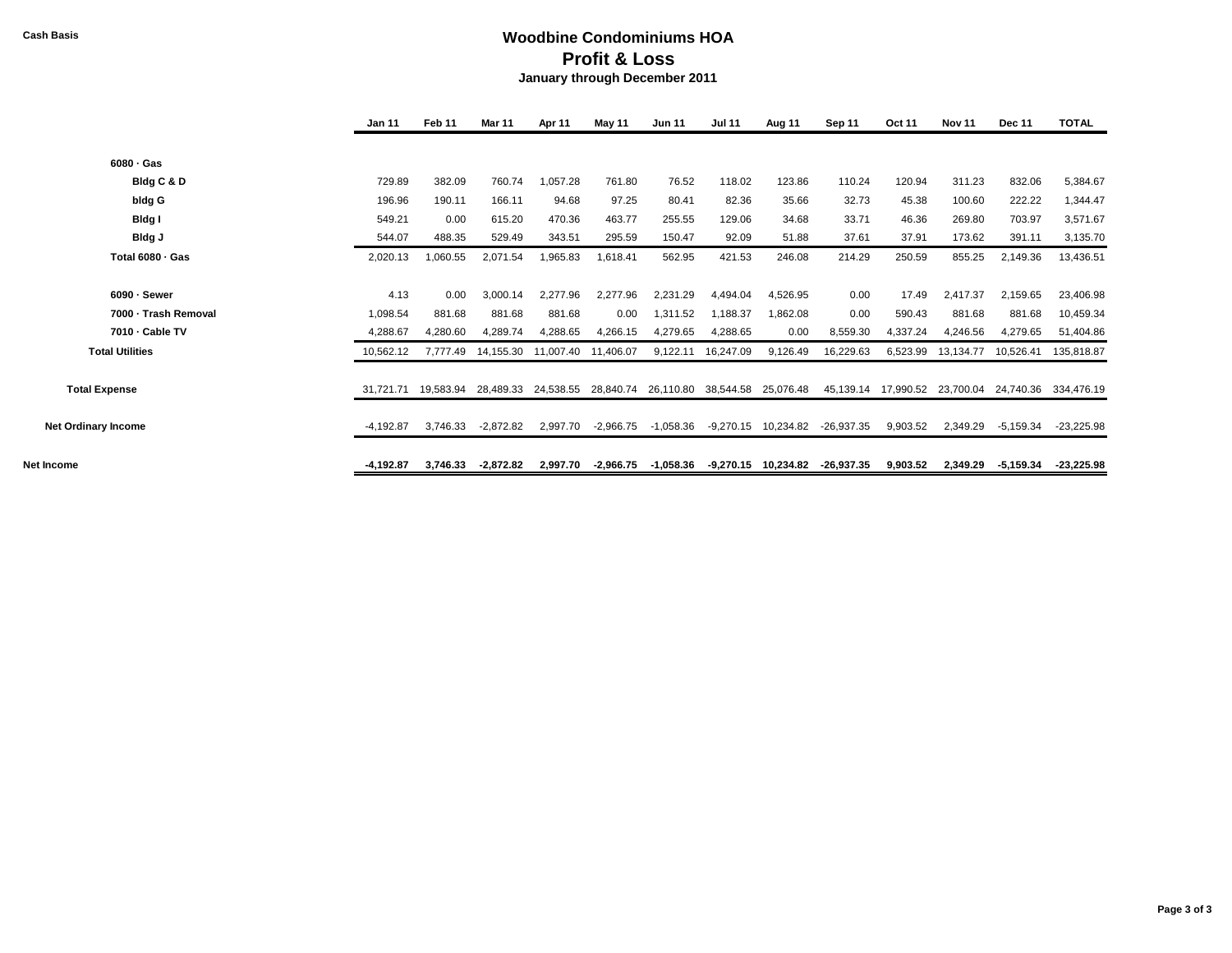Cash Basis

# Woodbine Condominiums HOA
## Profit & Loss
### January through December 2011

| | Jan 11 | Feb 11 | Mar 11 | Apr 11 | May 11 | Jun 11 | Jul 11 | Aug 11 | Sep 11 | Oct 11 | Nov 11 | Dec 11 | TOTAL |
|---|---|---|---|---|---|---|---|---|---|---|---|---|---|
| 6080 · Gas | | | | | | | | | | | | | |
| Bldg C & D | 729.89 | 382.09 | 760.74 | 1,057.28 | 761.80 | 76.52 | 118.02 | 123.86 | 110.24 | 120.94 | 311.23 | 832.06 | 5,384.67 |
| bldg G | 196.96 | 190.11 | 166.11 | 94.68 | 97.25 | 80.41 | 82.36 | 35.66 | 32.73 | 45.38 | 100.60 | 222.22 | 1,344.47 |
| Bldg I | 549.21 | 0.00 | 615.20 | 470.36 | 463.77 | 255.55 | 129.06 | 34.68 | 33.71 | 46.36 | 269.80 | 703.97 | 3,571.67 |
| Bldg J | 544.07 | 488.35 | 529.49 | 343.51 | 295.59 | 150.47 | 92.09 | 51.88 | 37.61 | 37.91 | 173.62 | 391.11 | 3,135.70 |
| Total 6080 · Gas | 2,020.13 | 1,060.55 | 2,071.54 | 1,965.83 | 1,618.41 | 562.95 | 421.53 | 246.08 | 214.29 | 250.59 | 855.25 | 2,149.36 | 13,436.51 |
| 6090 · Sewer | 4.13 | 0.00 | 3,000.14 | 2,277.96 | 2,277.96 | 2,231.29 | 4,494.04 | 4,526.95 | 0.00 | 17.49 | 2,417.37 | 2,159.65 | 23,406.98 |
| 7000 · Trash Removal | 1,098.54 | 881.68 | 881.68 | 881.68 | 0.00 | 1,311.52 | 1,188.37 | 1,862.08 | 0.00 | 590.43 | 881.68 | 881.68 | 10,459.34 |
| 7010 · Cable TV | 4,288.67 | 4,280.60 | 4,289.74 | 4,288.65 | 4,266.15 | 4,279.65 | 4,288.65 | 0.00 | 8,559.30 | 4,337.24 | 4,246.56 | 4,279.65 | 51,404.86 |
| Total Utilities | 10,562.12 | 7,777.49 | 14,155.30 | 11,007.40 | 11,406.07 | 9,122.11 | 16,247.09 | 9,126.49 | 16,229.63 | 6,523.99 | 13,134.77 | 10,526.41 | 135,818.87 |
| Total Expense | 31,721.71 | 19,583.94 | 28,489.33 | 24,538.55 | 28,840.74 | 26,110.80 | 38,544.58 | 25,076.48 | 45,139.14 | 17,990.52 | 23,700.04 | 24,740.36 | 334,476.19 |
| Net Ordinary Income | -4,192.87 | 3,746.33 | -2,872.82 | 2,997.70 | -2,966.75 | -1,058.36 | -9,270.15 | 10,234.82 | -26,937.35 | 9,903.52 | 2,349.29 | -5,159.34 | -23,225.98 |
| **Net Income** | **-4,192.87** | **3,746.33** | **-2,872.82** | **2,997.70** | **-2,966.75** | **-1,058.36** | **-9,270.15** | **10,234.82** | **-26,937.35** | **9,903.52** | **2,349.29** | **-5,159.34** | **-23,225.98** |